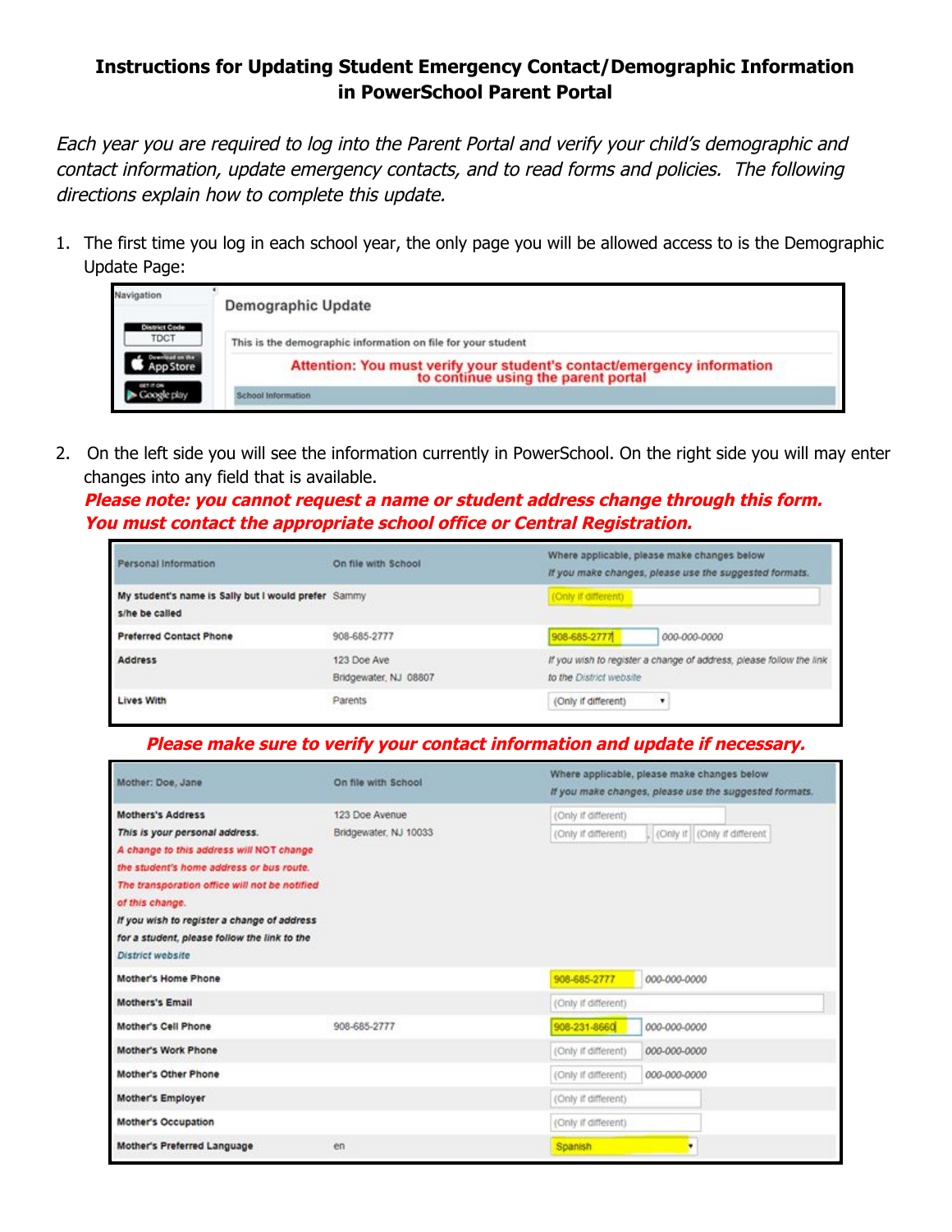# Instructions for Updating Student Emergency Contact/Demographic Information in PowerSchool Parent Portal

*Each year you are required to log into the Parent Portal and verify your child's demographic and contact information, update emergency contacts, and to read forms and policies. The following directions explain how to complete this update.*

1. The first time you log in each school year, the only page you will be allowed access to is the Demographic Update Page:

   Navigation | District Code TDCT | Download on the App Store | Get it on Google play

   **Demographic Update**

   This is the demographic information on file for your student

   **Attention: You must verify your student's contact/emergency information to continue using the parent portal**

   School Information

2. On the left side you will see the information currently in PowerSchool. On the right side you will may enter changes into any field that is available.
   ***Please note: you cannot request a name or student address change through this form. You must contact the appropriate school office or Central Registration.***

| Personal Information | On file with School | Where applicable, please make changes below *If you make changes, please use the suggested formats.* |
|---|---|---|
| My student's name is Sally but I would prefer s/he be called | Sammy | (Only if different) |
| Preferred Contact Phone | 908-685-2777 | 908-685-2777 000-000-0000 |
| Address | 123 Doe Ave Bridgewater, NJ 08807 | *If you wish to register a change of address, please follow the link to the District website* |
| Lives With | Parents | (Only if different) |

***Please make sure to verify your contact information and update if necessary.***

| Mother: Doe, Jane | On file with School | Where applicable, please make changes below *If you make changes, please use the suggested formats.* |
|---|---|---|
| Mothers's Address *This is your personal address. A change to this address will NOT change the student's home address or bus route. The transporation office will not be notified of this change. If you wish to register a change of address for a student, please follow the link to the District website* | 123 Doe Avenue Bridgewater, NJ 10033 | (Only if different) (Only if different), (Only if (Only if different |
| Mother's Home Phone | | 908-685-2777 000-000-0000 |
| Mothers's Email | | (Only if different) |
| Mother's Cell Phone | 908-685-2777 | 908-231-8660 000-000-0000 |
| Mother's Work Phone | | (Only if different) 000-000-0000 |
| Mother's Other Phone | | (Only if different) 000-000-0000 |
| Mother's Employer | | (Only if different) |
| Mother's Occupation | | (Only if different) |
| Mother's Preferred Language | en | Spanish |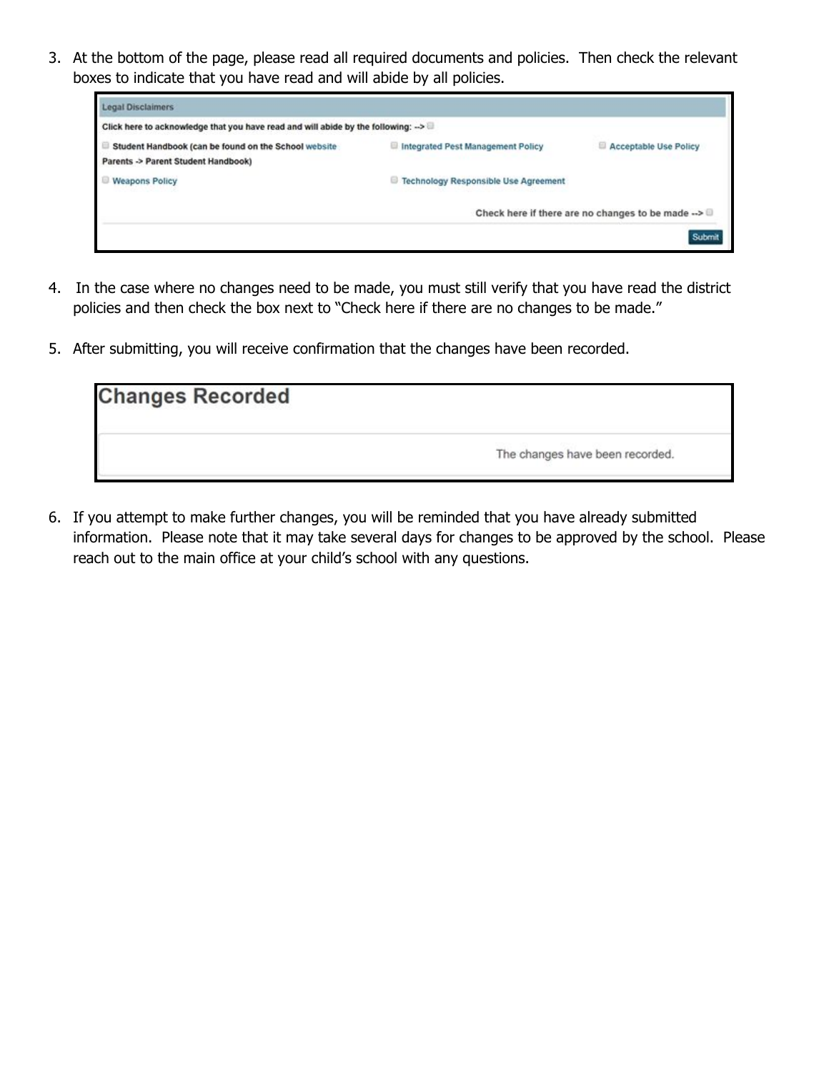3. At the bottom of the page, please read all required documents and policies. Then check the relevant boxes to indicate that you have read and will abide by all policies.

Legal Disclaimers

Click here to acknowledge that you have read and will abide by the following: -->

Student Handbook (can be found on the School website Parents -> Parent Student Handbook)

Integrated Pest Management Policy

Acceptable Use Policy

Weapons Policy

Technology Responsible Use Agreement

Check here if there are no changes to be made -->

Submit

4. In the case where no changes need to be made, you must still verify that you have read the district policies and then check the box next to "Check here if there are no changes to be made."

5. After submitting, you will receive confirmation that the changes have been recorded.

Changes Recorded

The changes have been recorded.

6. If you attempt to make further changes, you will be reminded that you have already submitted information. Please note that it may take several days for changes to be approved by the school. Please reach out to the main office at your child's school with any questions.